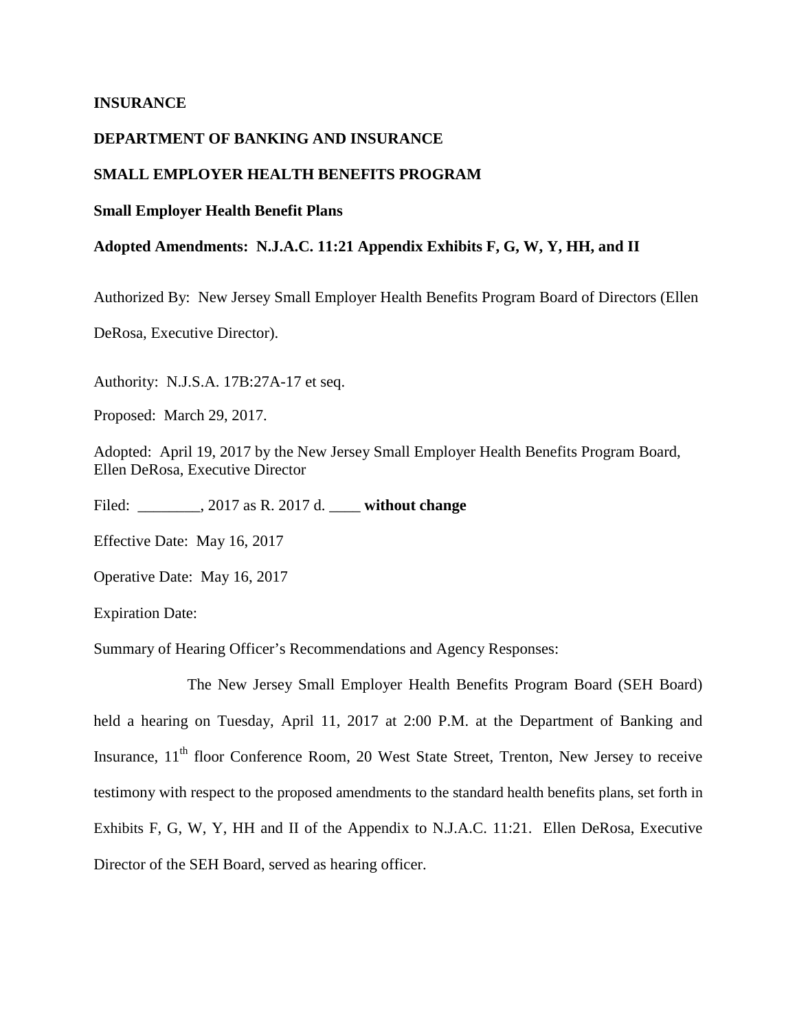**INSURANCE**

**DEPARTMENT OF BANKING AND INSURANCE**

**SMALL EMPLOYER HEALTH BENEFITS PROGRAM**

**Small Employer Health Benefit Plans**

**Adopted Amendments: N.J.A.C. 11:21 Appendix Exhibits F, G, W, Y, HH, and II**

Authorized By: New Jersey Small Employer Health Benefits Program Board of Directors (Ellen DeRosa, Executive Director).

Authority: N.J.S.A. 17B:27A-17 et seq.

Proposed: March 29, 2017.

Adopted: April 19, 2017 by the New Jersey Small Employer Health Benefits Program Board, Ellen DeRosa, Executive Director

Filed: ________, 2017 as R. 2017 d. ____ **without change**

Effective Date: May 16, 2017

Operative Date: May 16, 2017

Expiration Date:

Summary of Hearing Officer's Recommendations and Agency Responses:

The New Jersey Small Employer Health Benefits Program Board (SEH Board) held a hearing on Tuesday, April 11, 2017 at 2:00 P.M. at the Department of Banking and Insurance, 11th floor Conference Room, 20 West State Street, Trenton, New Jersey to receive testimony with respect to the proposed amendments to the standard health benefits plans, set forth in Exhibits F, G, W, Y, HH and II of the Appendix to N.J.A.C. 11:21. Ellen DeRosa, Executive Director of the SEH Board, served as hearing officer.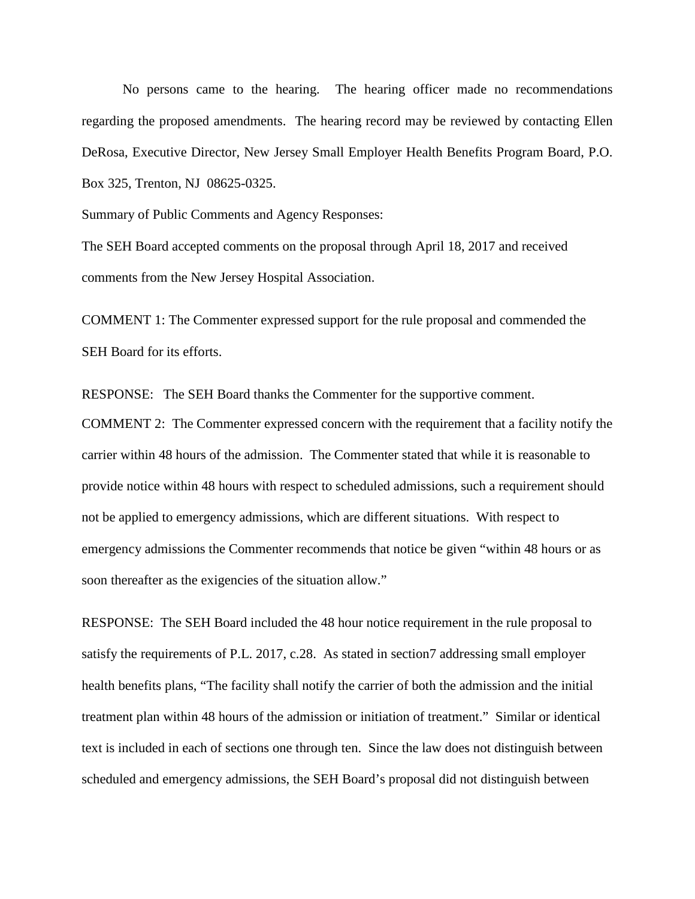No persons came to the hearing. The hearing officer made no recommendations regarding the proposed amendments. The hearing record may be reviewed by contacting Ellen DeRosa, Executive Director, New Jersey Small Employer Health Benefits Program Board, P.O. Box 325, Trenton, NJ 08625-0325.

Summary of Public Comments and Agency Responses:

The SEH Board accepted comments on the proposal through April 18, 2017 and received comments from the New Jersey Hospital Association.

COMMENT 1: The Commenter expressed support for the rule proposal and commended the SEH Board for its efforts.

RESPONSE: The SEH Board thanks the Commenter for the supportive comment.

COMMENT 2: The Commenter expressed concern with the requirement that a facility notify the carrier within 48 hours of the admission. The Commenter stated that while it is reasonable to provide notice within 48 hours with respect to scheduled admissions, such a requirement should not be applied to emergency admissions, which are different situations. With respect to emergency admissions the Commenter recommends that notice be given "within 48 hours or as soon thereafter as the exigencies of the situation allow."

RESPONSE: The SEH Board included the 48 hour notice requirement in the rule proposal to satisfy the requirements of P.L. 2017, c.28. As stated in section7 addressing small employer health benefits plans, "The facility shall notify the carrier of both the admission and the initial treatment plan within 48 hours of the admission or initiation of treatment." Similar or identical text is included in each of sections one through ten. Since the law does not distinguish between scheduled and emergency admissions, the SEH Board's proposal did not distinguish between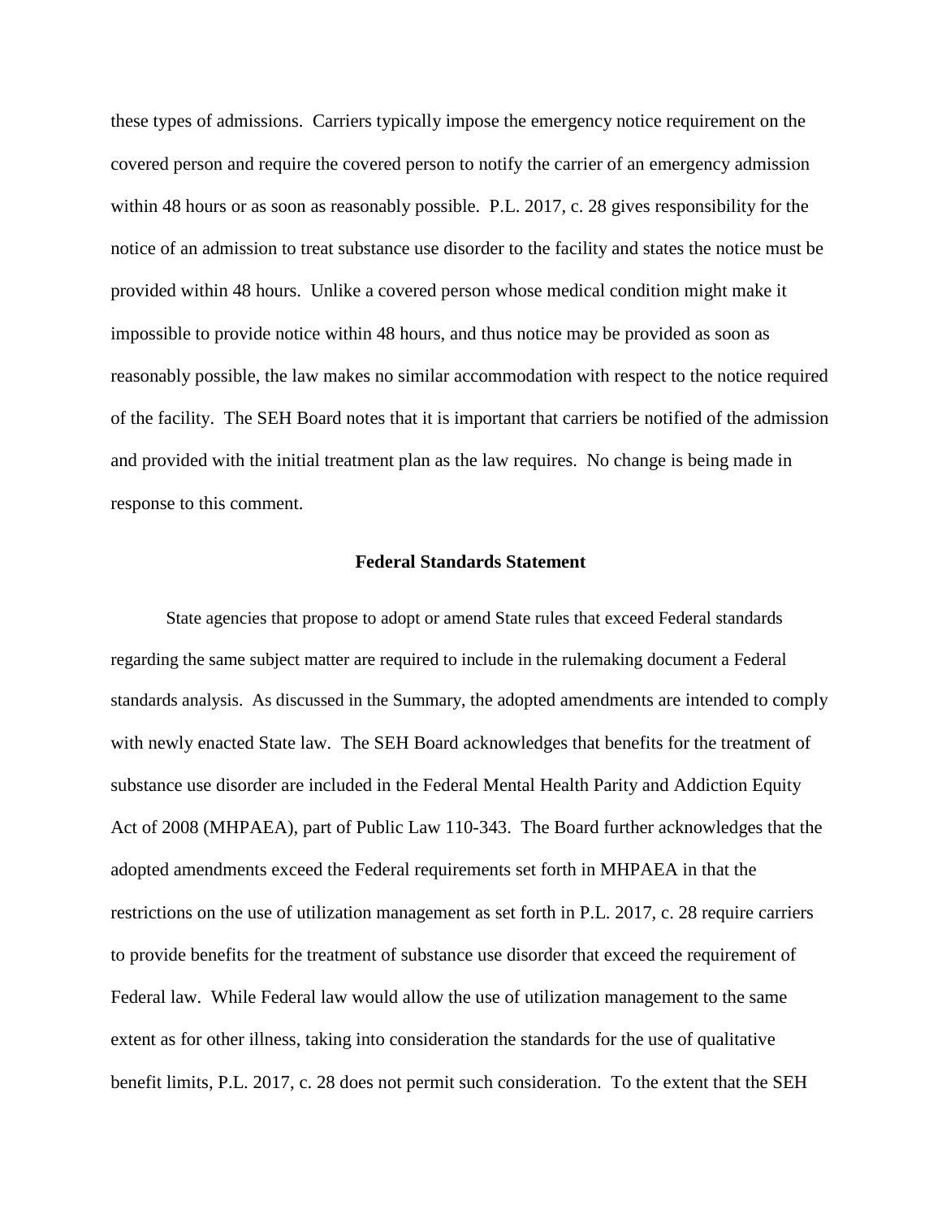these types of admissions. Carriers typically impose the emergency notice requirement on the covered person and require the covered person to notify the carrier of an emergency admission within 48 hours or as soon as reasonably possible. P.L. 2017, c. 28 gives responsibility for the notice of an admission to treat substance use disorder to the facility and states the notice must be provided within 48 hours. Unlike a covered person whose medical condition might make it impossible to provide notice within 48 hours, and thus notice may be provided as soon as reasonably possible, the law makes no similar accommodation with respect to the notice required of the facility. The SEH Board notes that it is important that carriers be notified of the admission and provided with the initial treatment plan as the law requires. No change is being made in response to this comment.

**Federal Standards Statement**

State agencies that propose to adopt or amend State rules that exceed Federal standards regarding the same subject matter are required to include in the rulemaking document a Federal standards analysis. As discussed in the Summary, the adopted amendments are intended to comply with newly enacted State law. The SEH Board acknowledges that benefits for the treatment of substance use disorder are included in the Federal Mental Health Parity and Addiction Equity Act of 2008 (MHPAEA), part of Public Law 110-343. The Board further acknowledges that the adopted amendments exceed the Federal requirements set forth in MHPAEA in that the restrictions on the use of utilization management as set forth in P.L. 2017, c. 28 require carriers to provide benefits for the treatment of substance use disorder that exceed the requirement of Federal law. While Federal law would allow the use of utilization management to the same extent as for other illness, taking into consideration the standards for the use of qualitative benefit limits, P.L. 2017, c. 28 does not permit such consideration. To the extent that the SEH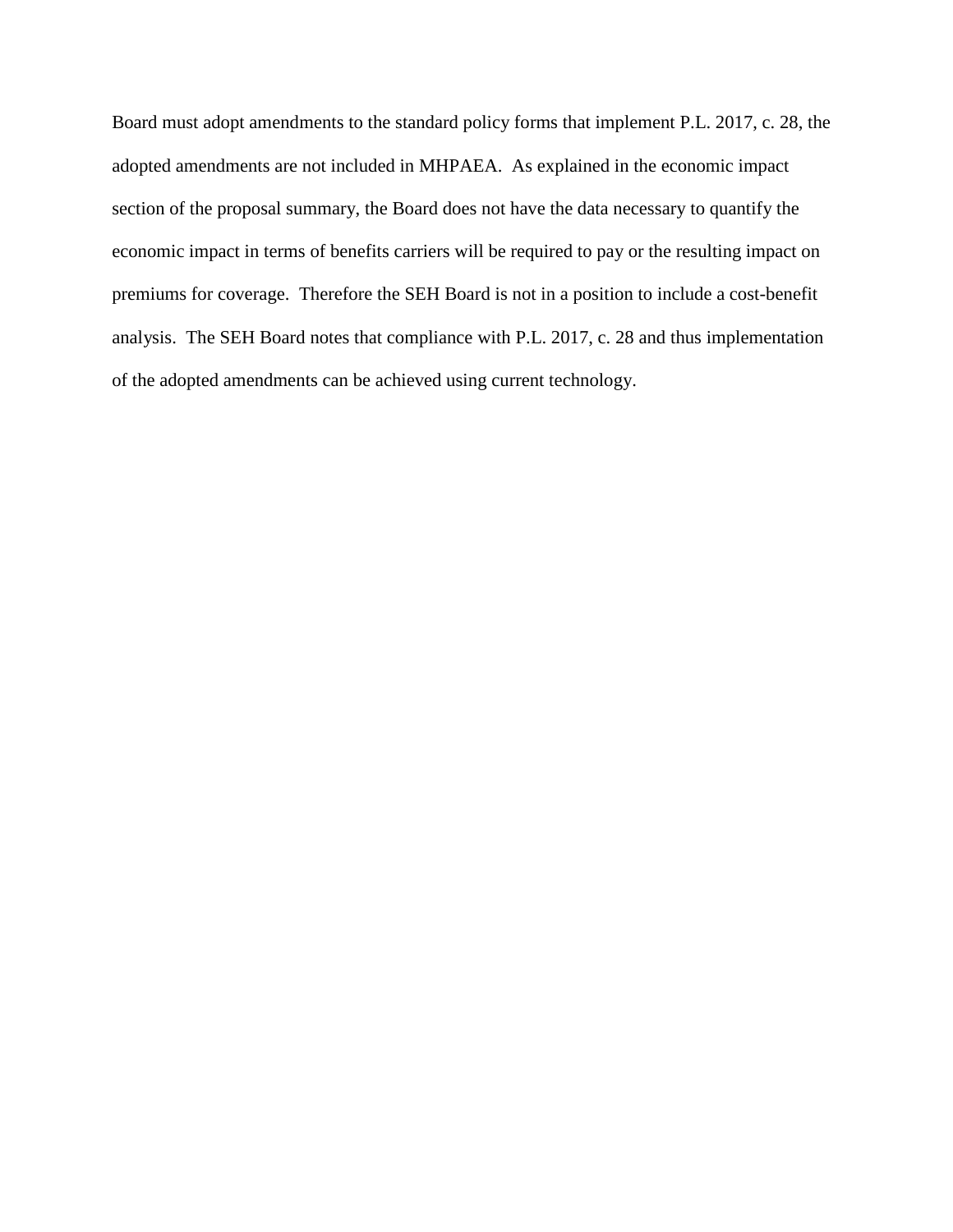Board must adopt amendments to the standard policy forms that implement P.L. 2017, c. 28, the adopted amendments are not included in MHPAEA.  As explained in the economic impact section of the proposal summary, the Board does not have the data necessary to quantify the economic impact in terms of benefits carriers will be required to pay or the resulting impact on premiums for coverage.  Therefore the SEH Board is not in a position to include a cost-benefit analysis.  The SEH Board notes that compliance with P.L. 2017, c. 28 and thus implementation of the adopted amendments can be achieved using current technology.